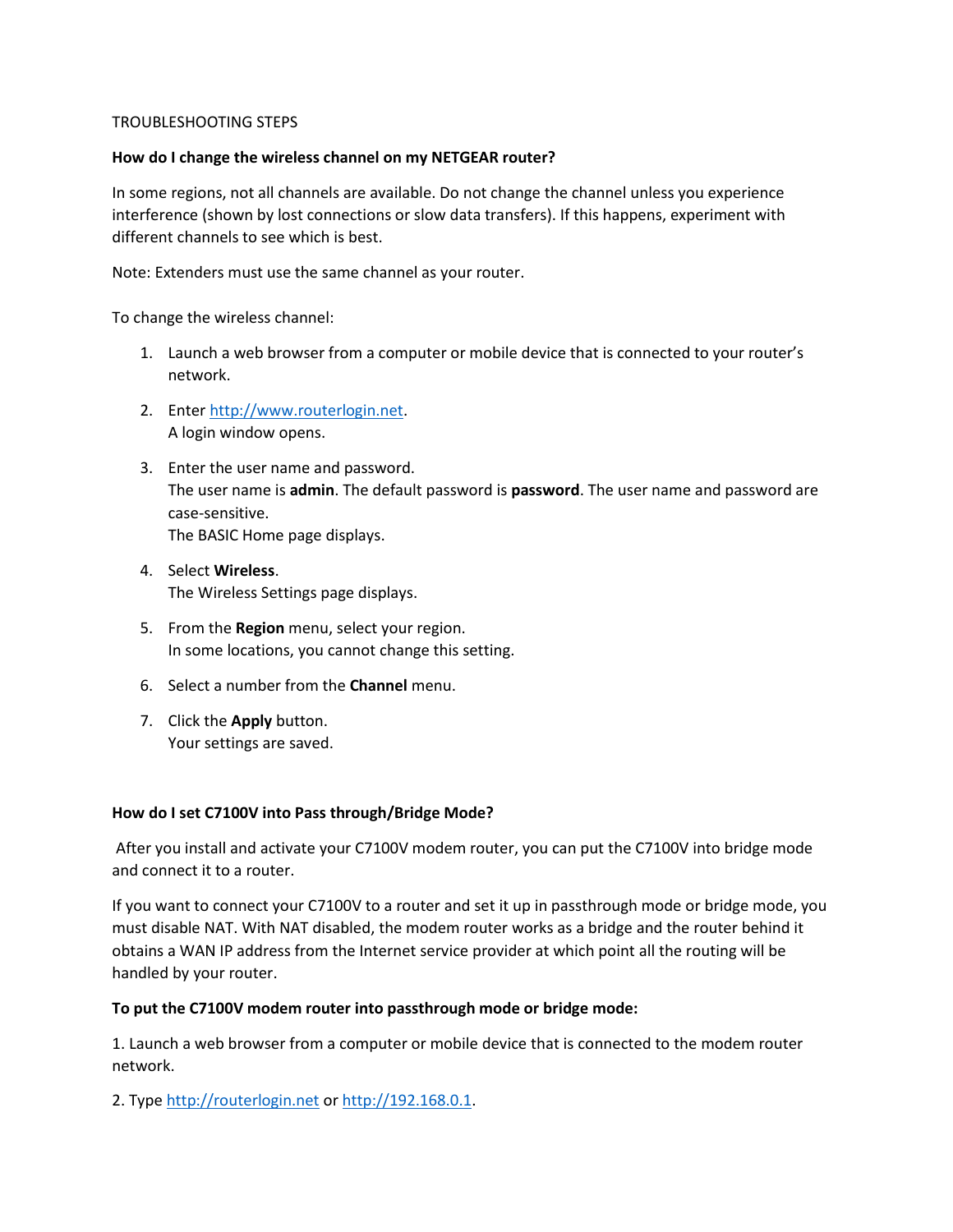TROUBLESHOOTING STEPS

**How do I change the wireless channel on my NETGEAR router?**

In some regions, not all channels are available. Do not change the channel unless you experience interference (shown by lost connections or slow data transfers). If this happens, experiment with different channels to see which is best.

Note: Extenders must use the same channel as your router.

To change the wireless channel:

1. Launch a web browser from a computer or mobile device that is connected to your router's network.

2. Enter [http://www.routerlogin.net](http://www.routerlogin.net).
   A login window opens.

3. Enter the user name and password.
   The user name is **admin**. The default password is **password**. The user name and password are case-sensitive.
   The BASIC Home page displays.

4. Select **Wireless**.
   The Wireless Settings page displays.

5. From the **Region** menu, select your region.
   In some locations, you cannot change this setting.

6. Select a number from the **Channel** menu.

7. Click the **Apply** button.
   Your settings are saved.

**How do I set C7100V into Pass through/Bridge Mode?**

After you install and activate your C7100V modem router, you can put the C7100V into bridge mode and connect it to a router.

If you want to connect your C7100V to a router and set it up in passthrough mode or bridge mode, you must disable NAT. With NAT disabled, the modem router works as a bridge and the router behind it obtains a WAN IP address from the Internet service provider at which point all the routing will be handled by your router.

**To put the C7100V modem router into passthrough mode or bridge mode:**

1. Launch a web browser from a computer or mobile device that is connected to the modem router network.

2. Type [http://routerlogin.net](http://routerlogin.net) or [http://192.168.0.1](http://192.168.0.1).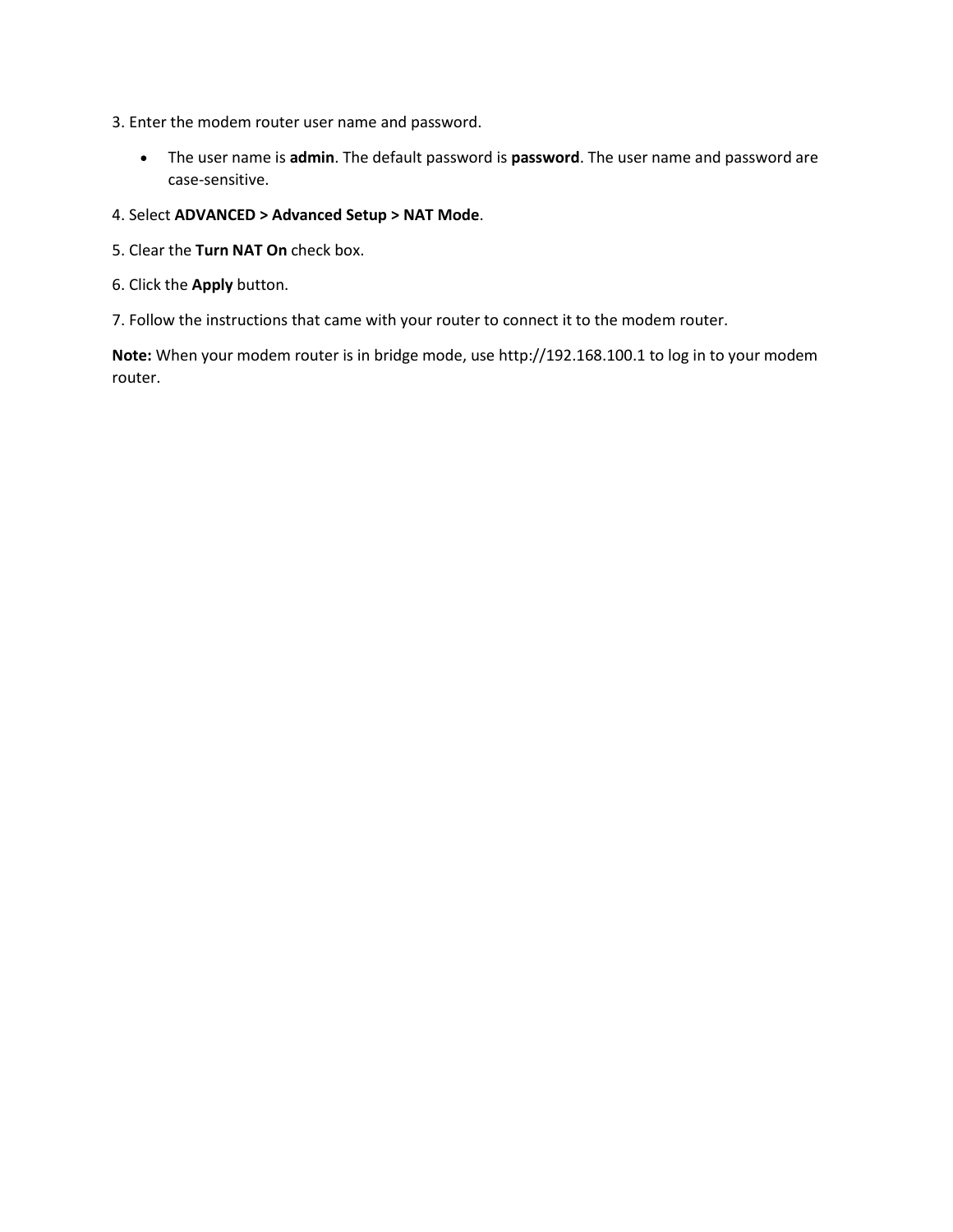3. Enter the modem router user name and password.

- The user name is **admin**. The default password is **password**. The user name and password are case-sensitive.

4. Select **ADVANCED > Advanced Setup > NAT Mode**.

5. Clear the **Turn NAT On** check box.

6. Click the **Apply** button.

7. Follow the instructions that came with your router to connect it to the modem router.

**Note:** When your modem router is in bridge mode, use http://192.168.100.1 to log in to your modem router.